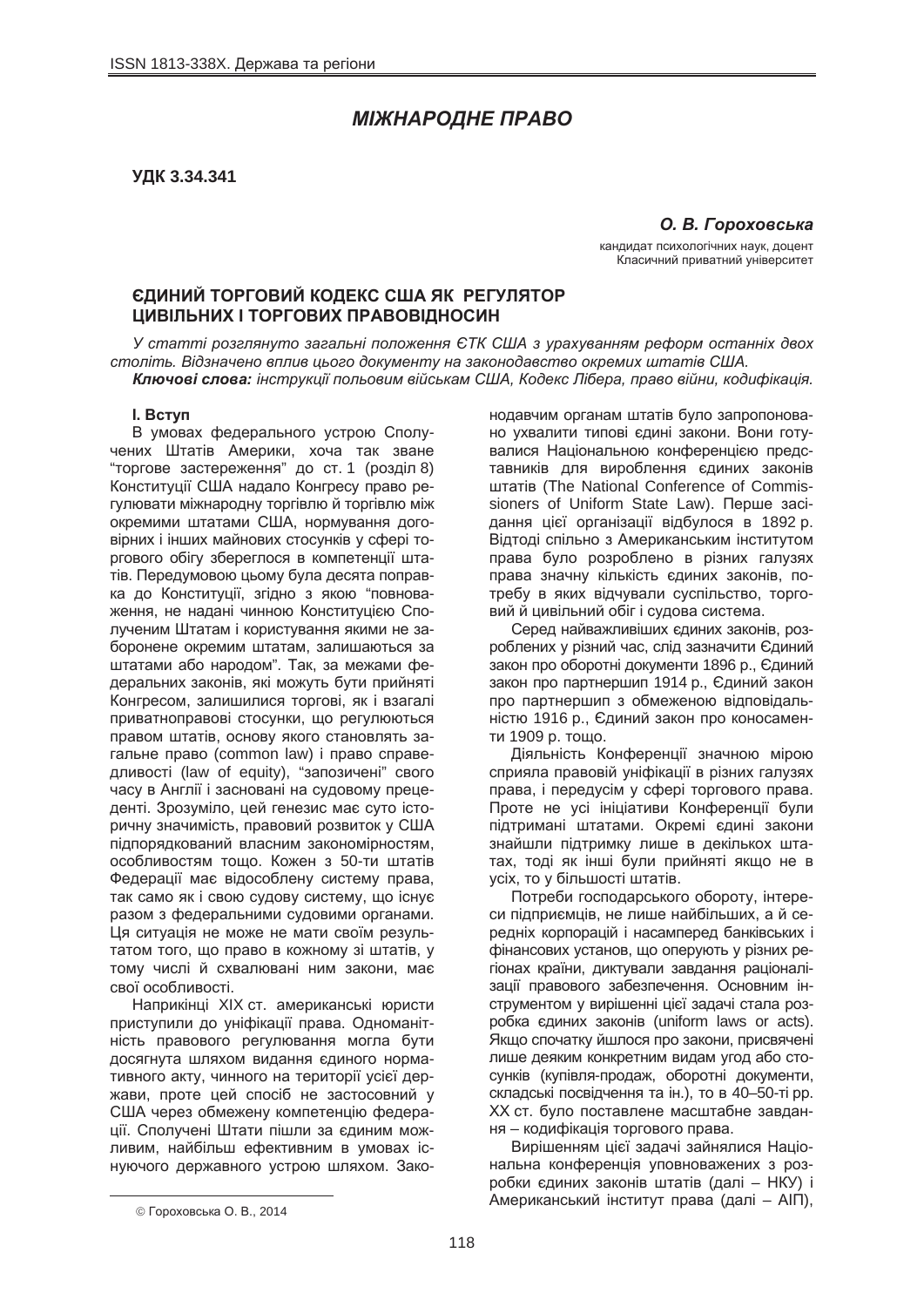## МІЖНАРОДНЕ ПРАВО

**УДК 3.34.341**

***О. В. Гороховська***

кандидат психологічних наук, доцент
Класичний приватний університет

### ЄДИНИЙ ТОРГОВИЙ КОДЕКС США ЯК РЕГУЛЯТОР ЦИВІЛЬНИХ І ТОРГОВИХ ПРАВОВІДНОСИН

*У статті розглянуто загальні положення ЄТК США з урахуванням реформ останніх двох століть. Відзначено вплив цього документу на законодавство окремих штатів США.*

***Ключові слова:** інструкції польовим військам США, Кодекс Лібера, право війни, кодифікація.*

**I. Вступ**

В умовах федерального устрою Сполучених Штатів Америки, хоча так зване "торгове застереження" до ст. 1 (розділ 8) Конституції США надало Конгресу право регулювати міжнародну торгівлю й торгівлю між окремими штатами США, нормування договірних і інших майнових стосунків у сфері торгового обігу збереглося в компетенції штатів. Передумовою цьому була десята поправка до Конституції, згідно з якою "повноваження, не надані чинною Конституцією Сполученим Штатам і користування якими не заборонене окремим штатам, залишаються за штатами або народом". Так, за межами федеральних законів, які можуть бути прийняті Конгресом, залишилися торгові, як і взагалі приватноправові стосунки, що регулюються правом штатів, основу якого становлять загальне право (common law) і право справедливості (law of equity), "запозичені" свого часу в Англії і засновані на судовому прецеденті. Зрозуміло, цей генезис має суто історичну значимість, правовий розвиток у США підпорядкований власним закономірностям, особливостям тощо. Кожен з 50-ти штатів Федерації має відособлену систему права, так само як і свою судову систему, що існує разом з федеральними судовими органами. Ця ситуація не може не мати своїм результатом того, що право в кожному зі штатів, у тому числі й схвалювані ним закони, має свої особливості.

Наприкінці XIX ст. американські юристи приступили до уніфікації права. Одноманітність правового регулювання могла бути досягнута шляхом видання єдиного нормативного акту, чинного на території усієї держави, проте цей спосіб не застосовний у США через обмежену компетенцію федерації. Сполучені Штати пішли за єдиним можливим, найбільш ефективним в умовах існуючого державного устрою шляхом. Законодавчим органам штатів було запропоновано ухвалити типові єдині закони. Вони готувалися Національною конференцією представників для вироблення єдиних законів штатів (The National Conference of Commissioners of Uniform State Law). Перше засідання цієї організації відбулося в 1892 р. Відтоді спільно з Американським інститутом права було розроблено в різних галузях права значну кількість єдиних законів, потребу в яких відчували суспільство, торговий й цивільний обіг і судова система.

Серед найважливіших єдиних законів, розроблених у різний час, слід зазначити Єдиний закон про оборотні документи 1896 р., Єдиний закон про партнершип 1914 р., Єдиний закон про партнершип з обмеженою відповідальністю 1916 р., Єдиний закон про коносаменти 1909 р. тощо.

Діяльність Конференції значною мірою сприяла правовій уніфікації в різних галузях права, і передусім у сфері торгового права. Проте не усі ініціативи Конференції були підтримані штатами. Окремі єдині закони знайшли підтримку лише в декількох штатах, тоді як інші були прийняті якщо не в усіх, то у більшості штатів.

Потреби господарського обороту, інтереси підприємців, не лише найбільших, а й середніх корпорацій і насамперед банківських і фінансових установ, що оперують у різних регіонах країни, диктували завдання раціоналізації правового забезпечення. Основним інструментом у вирішенні цієї задачі стала розробка єдиних законів (uniform laws or acts). Якщо спочатку йшлося про закони, присвячені лише деяким конкретним видам угод або стосунків (купівля-продаж, оборотні документи, складські посвідчення та ін.), то в 40–50-ті рр. XX ст. було поставлене масштабне завдання – кодифікація торгового права.

Вирішенням цієї задачі зайнялися Національна конференція уповноважених з розробки єдиних законів штатів (далі – НКУ) і Американський інститут права (далі – АІП),

© Гороховська О. В., 2014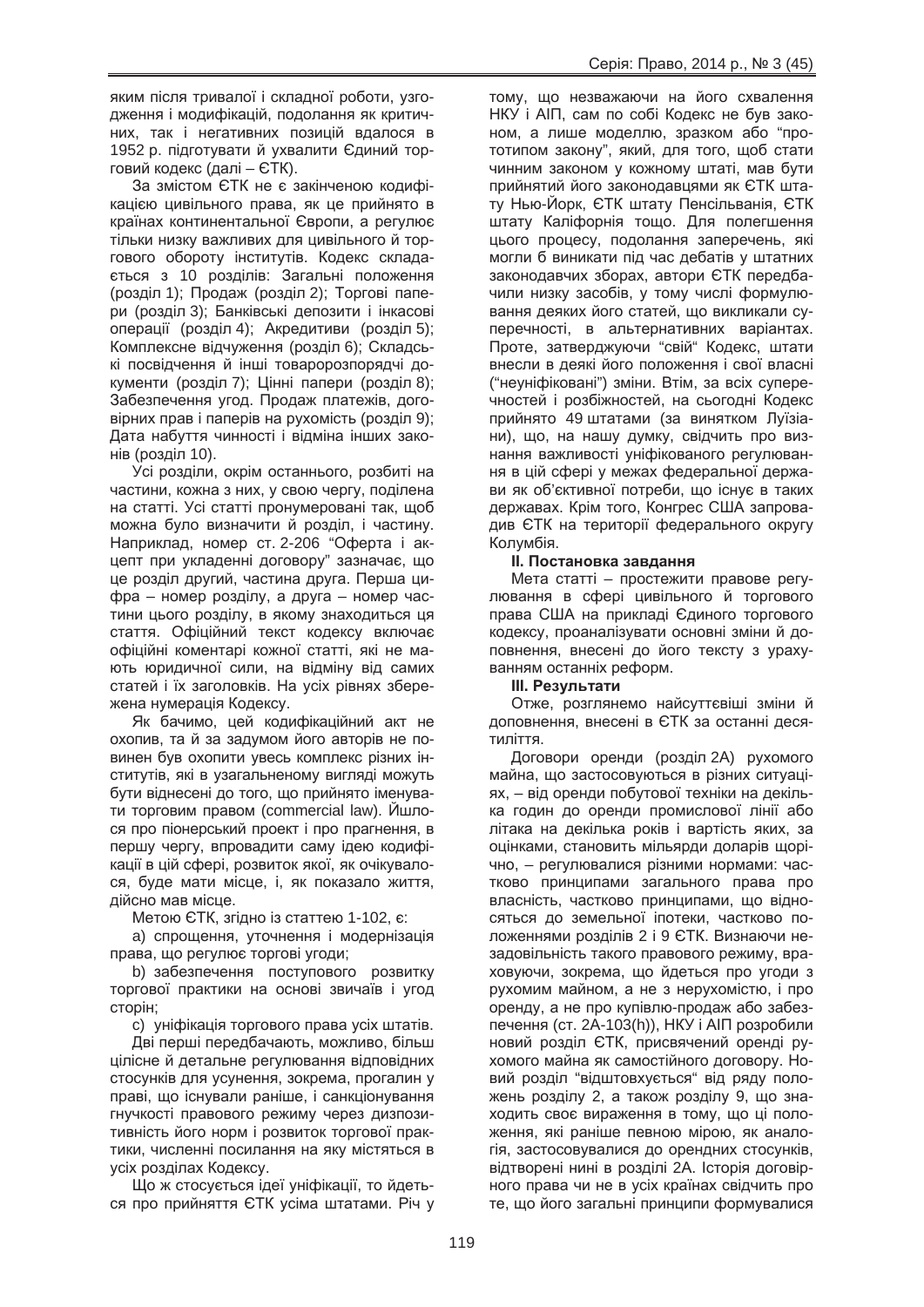яким після тривалої і складної роботи, узгодження і модифікацій, подолання як критичних, так і негативних позицій вдалося в 1952 р. підготувати й ухвалити Єдиний торговий кодекс (далі – ЄТК).

За змістом ЄТК не є закінченою кодифікацією цивільного права, як це прийнято в країнах континентальної Європи, а регулює тільки низку важливих для цивільного й торгового обороту інститутів. Кодекс складається з 10 розділів: Загальні положення (розділ 1); Продаж (розділ 2); Торгові папери (розділ 3); Банківські депозити і інкасові операції (розділ 4); Акредитиви (розділ 5); Комплексне відчуження (розділ 6); Складські посвідчення й інші товаророзпорядчі документи (розділ 7); Цінні папери (розділ 8); Забезпечення угод. Продаж платежів, договірних прав і паперів на рухомість (розділ 9); Дата набуття чинності і відміна інших законів (розділ 10).

Усі розділи, окрім останнього, розбиті на частини, кожна з них, у свою чергу, поділена на статті. Усі статті пронумеровані так, щоб можна було визначити й розділ, і частину. Наприклад, номер ст. 2-206 "Оферта і акцепт при укладенні договору" зазначає, що це розділ другий, частина друга. Перша цифра – номер розділу, а друга – номер частини цього розділу, в якому знаходиться ця стаття. Офіційний текст кодексу включає офіційні коментарі кожної статті, які не мають юридичної сили, на відміну від самих статей і їх заголовків. На усіх рівнях збережена нумерація Кодексу.

Як бачимо, цей кодифікаційний акт не охопив, та й за задумом його авторів не повинен був охопити увесь комплекс різних інститутів, які в узагальненому вигляді можуть бути віднесені до того, що прийнято іменувати торговим правом (commercial law). Йшлося про піонерський проект і про прагнення, в першу чергу, впровадити саму ідею кодифікації в цій сфері, розвиток якої, як очікувалося, буде мати місце, і, як показало життя, дійсно мав місце.

Метою ЄТК, згідно із статтею 1-102, є:

a) спрощення, уточнення і модернізація права, що регулює торгові угоди;

b) забезпечення поступового розвитку торгової практики на основі звичаїв і угод сторін;

c) уніфікація торгового права усіх штатів.

Дві перші передбачають, можливо, більш цілісне й детальне регулювання відповідних стосунків для усунення, зокрема, прогалин у праві, що існували раніше, і санкціонування гнучкості правового режиму через диспозитивність його норм і розвиток торгової практики, численні посилання на яку містяться в усіх розділах Кодексу.

Що ж стосується ідеї уніфікації, то йдеться про прийняття ЄТК усіма штатами. Річ у тому, що незважаючи на його схвалення НКУ і АІП, сам по собі Кодекс не був законом, а лише моделлю, зразком або "прототипом закону", який, для того, щоб стати чинним законом у кожному штаті, мав бути прийнятий його законодавцями як ЄТК штату Нью-Йорк, ЄТК штату Пенсільванія, ЄТК штату Каліфорнія тощо. Для полегшення цього процесу, подолання заперечень, які могли б виникати під час дебатів у штатних законодавчих зборах, автори ЄТК передбачили низку засобів, у тому числі формулювання деяких його статей, що викликали суперечності, в альтернативних варіантах. Проте, затверджуючи "свій" Кодекс, штати внесли в деякі його положення і свої власні ("неуніфіковані") зміни. Втім, за всіх суперечностей і розбіжностей, на сьогодні Кодекс прийнято 49 штатами (за винятком Луїзіани), що, на нашу думку, свідчить про визнання важливості уніфікованого регулювання в цій сфері у межах федеральної держави як об'єктивної потреби, що існує в таких державах. Крім того, Конгрес США запровадив ЄТК на території федерального округу Колумбія.

**ІІ. Постановка завдання**

Мета статті – простежити правове регулювання в сфері цивільного й торгового права США на прикладі Єдиного торгового кодексу, проаналізувати основні зміни й доповнення, внесені до його тексту з урахуванням останніх реформ.

**ІІІ. Результати**

Отже, розглянемо найсуттєвіші зміни й доповнення, внесені в ЄТК за останні десятиліття.

Договори оренди (розділ 2А) рухомого майна, що застосовуються в різних ситуаціях, – від оренди побутової техніки на декілька годин до оренди промислової лінії або літака на декілька років і вартість яких, за оцінками, становить мільярди доларів щорічно, – регулювалися різними нормами: частково принципами загального права про власність, частково принципами, що відносяться до земельної іпотеки, частково положеннями розділів 2 і 9 ЄТК. Визнаючи незадовільність такого правового режиму, враховуючи, зокрема, що йдеться про угоди з рухомим майном, а не з нерухомістю, і про оренду, а не про купівлю-продаж або забезпечення (ст. 2А-103(h)), НКУ і АІП розробили новий розділ ЄТК, присвячений оренді рухомого майна як самостійного договору. Новий розділ "відштовхується" від ряду положень розділу 2, а також розділу 9, що знаходить своє вираження в тому, що ці положення, які раніше певною мірою, як аналогія, застосовувалися до орендних стосунків, відтворені нині в розділі 2А. Історія договірного права чи не в усіх країнах свідчить про те, що його загальні принципи формувалися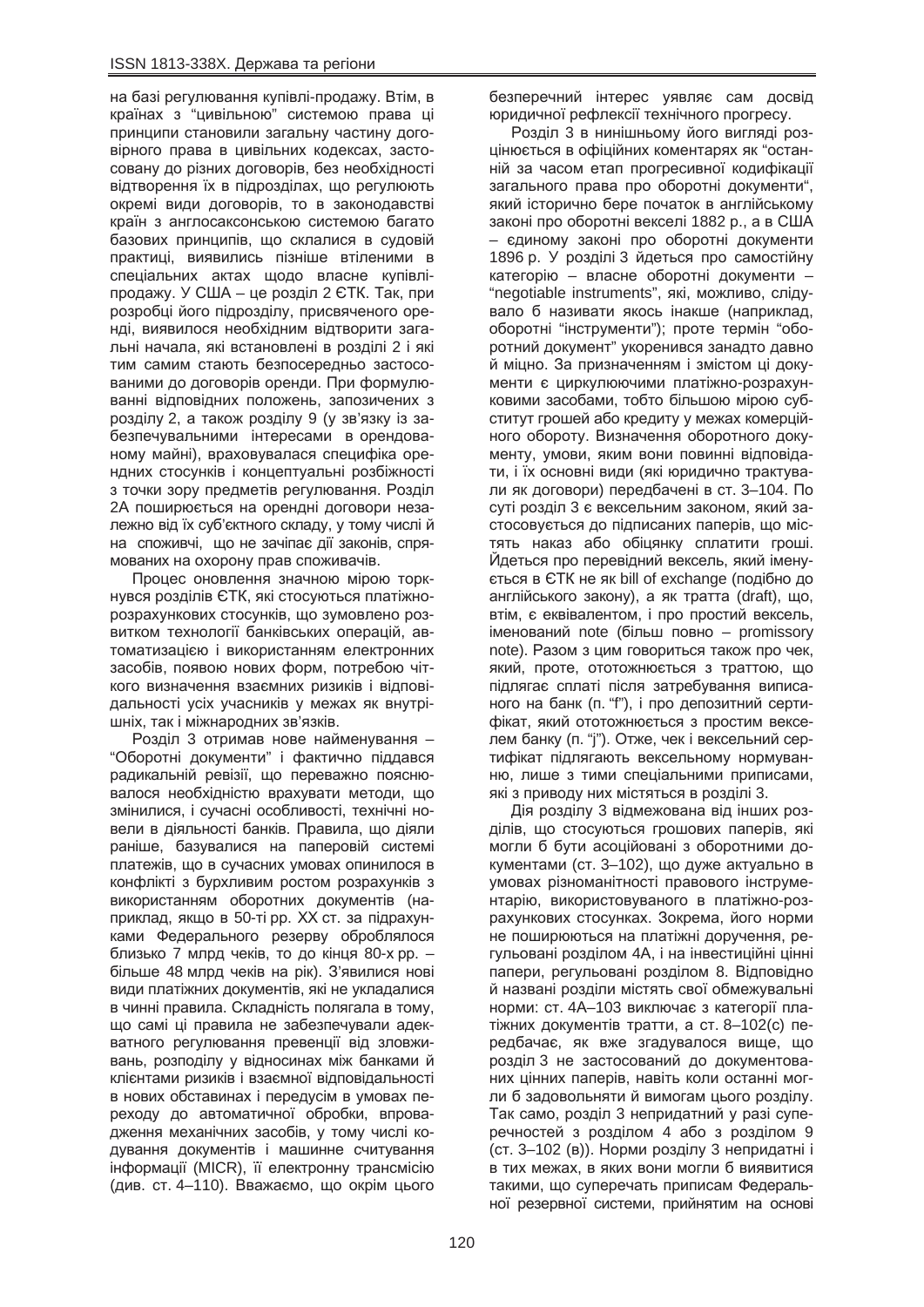на базі регулювання купівлі-продажу. Втім, в країнах з "цивільною" системою права ці принципи становили загальну частину договірного права в цивільних кодексах, застосовану до різних договорів, без необхідності відтворення їх в підрозділах, що регулюють окремі види договорів, то в законодавстві країн з англосаксонською системою багато базових принципів, що склалися в судовій практиці, виявились пізніше втіленими в спеціальних актах щодо власне купівлі-продажу. У США – це розділ 2 ЄТК. Так, при розробці його підрозділу, присвяченого оренді, виявилося необхідним відтворити загальні начала, які встановлені в розділі 2 і які тим самим стають безпосередньо застосованими до договорів оренди. При формулюванні відповідних положень, запозичених з розділу 2, а також розділу 9 (у зв'язку із забезпечувальними інтересами в орендованому майні), враховувалася специфіка орендних стосунків і концептуальні розбіжності з точки зору предметів регулювання. Розділ 2А поширюється на орендні договори незалежно від їх суб'єктного складу, у тому числі й на споживчі, що не зачіпає дії законів, спрямованих на охорону прав споживачів.

Процес оновлення значною мірою торкнувся розділів ЄТК, які стосуються платіжно-розрахункових стосунків, що зумовлено розвитком технології банківських операцій, автоматизацією і використанням електронних засобів, появою нових форм, потребою чіткого визначення взаємних ризиків і відповідальності усіх учасників у межах як внутрішніх, так і міжнародних зв'язків.

Розділ 3 отримав нове найменування – "Оборотні документи" і фактично піддався радикальній ревізії, що переважно пояснювалося необхідністю врахувати методи, що змінилися, і сучасні особливості, технічні новели в діяльності банків. Правила, що діяли раніше, базувалися на паперовій системі платежів, що в сучасних умовах опинилося в конфлікті з бурхливим ростом розрахунків з використанням оборотних документів (наприклад, якщо в 50-ті рр. XX ст. за підрахунками Федерального резерву оброблялося близько 7 млрд чеків, то до кінця 80-х рр. – більше 48 млрд чеків на рік). З'явилися нові види платіжних документів, які не укладалися в чинні правила. Складність полягала в тому, що самі ці правила не забезпечували адекватного регулювання превенції від зловживань, розподілу у відносинах між банками й клієнтами ризиків і взаємної відповідальності в нових обставинах і передусім в умовах переходу до автоматичної обробки, впровадження механічних засобів, у тому числі кодування документів і машинне зчитування інформації (MICR), її електронну трансмісію (див. ст. 4–110). Вважаємо, що окрім цього безперечний інтерес уявляє сам досвід юридичної рефлексії технічного прогресу.

Розділ 3 в нинішньому його вигляді розцінюється в офіційних коментарях як "останній за часом етап прогресивної кодифікації загального права про оборотні документи", який історично бере початок в англійському законі про оборотні векселі 1882 р., а в США – єдиному законі про оборотні документи 1896 р. У розділі 3 йдеться про самостійну категорію – власне оборотні документи – "negotiable instruments", які, можливо, слідувало б називати якось інакше (наприклад, оборотні "інструменти"); проте термін "оборотний документ" укоренився занадто давно й міцно. За призначенням і змістом ці документи є циркулюючими платіжно-розрахунковими засобами, тобто більшою мірою субститут грошей або кредиту у межах комерційного обороту. Визначення оборотного документу, умови, яким вони повинні відповідати, і їх основні види (які юридично трактували як договори) передбачені в ст. 3–104. По суті розділ 3 є вексельним законом, який застосовується до підписаних паперів, що містять наказ або обіцянку сплатити гроші. Йдеться про перевідний вексель, який іменується в ЄТК не як bill of exchange (подібно до англійського закону), а як тратта (draft), що, втім, є еквівалентом, і про простий вексель, іменований note (більш повно – promissory note). Разом з цим говориться також про чек, який, проте, ототожнюється з траттою, що підлягає сплаті після затребування виписаного на банк (п. "f"), і про депозитний сертифікат, який ототожнюється з простим векселем банку (п. "j"). Отже, чек і вексельний сертифікат підлягають вексельному нормуванню, лише з тими спеціальними приписами, які з приводу них містяться в розділі 3.

Дія розділу 3 відмежована від інших розділів, що стосуються грошових паперів, які могли б бути асоційовані з оборотними документами (ст. 3–102), що дуже актуально в умовах різноманітності правового інструментарію, використовуваного в платіжно-розрахункових стосунках. Зокрема, його норми не поширюються на платіжні доручення, регульовані розділом 4А, і на інвестиційні цінні папери, регульовані розділом 8. Відповідно й названі розділи містять свої обмежувальні норми: ст. 4А–103 виключає з категорії платіжних документів тратти, а ст. 8–102(с) передбачає, як вже згадувалося вище, що розділ 3 не застосований до документованих цінних паперів, навіть коли останні могли б задовольняти й вимогам цього розділу. Так само, розділ 3 непридатний у разі суперечностей з розділом 4 або з розділом 9 (ст. 3–102 (в)). Норми розділу 3 непридатні і в тих межах, в яких вони могли б виявитися такими, що суперечать приписам Федеральної резервної системи, прийнятим на основі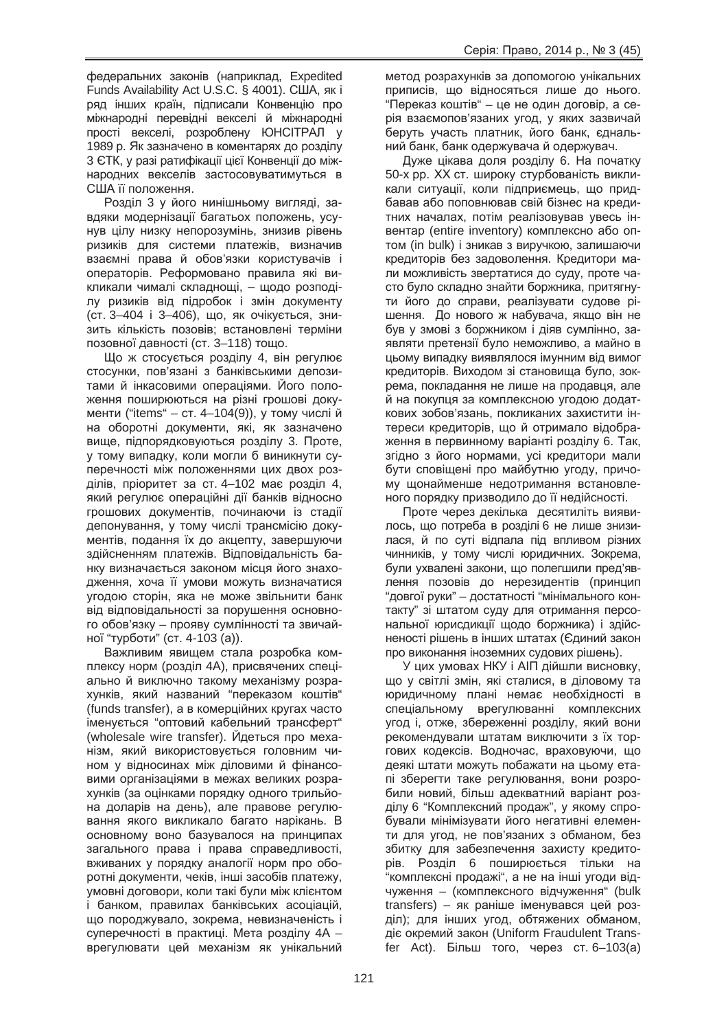федеральних законів (наприклад, Expedited Funds Availability Act U.S.C. § 4001). США, як і ряд інших країн, підписали Конвенцію про міжнародні перевідні векселі й міжнародні прості векселі, розроблену ЮНСІТРАЛ у 1989 р. Як зазначено в коментарях до розділу 3 ЄТК, у разі ратифікації цієї Конвенції до міжнародних векселів застосовуватимуться в США її положення.

Розділ 3 у його нинішньому вигляді, завдяки модернізації багатьох положень, усунув цілу низку непорозумінь, знизив рівень ризиків для системи платежів, визначив взаємні права й обов'язки користувачів і операторів. Реформовано правила які викликали чималі складнощі, – щодо розподілу ризиків від підробок і змін документу (ст. 3–404 і 3–406), що, як очікується, знизить кількість позовів; встановлені терміни позовної давності (ст. 3–118) тощо.

Що ж стосується розділу 4, він регулює стосунки, пов'язані з банківськими депозитами й інкасовими операціями. Його положення поширюються на різні грошові документи ("items" – ст. 4–104(9)), у тому числі й на оборотні документи, які, як зазначено вище, підпорядковуються розділу 3. Проте, у тому випадку, коли могли б виникнути суперечності між положеннями цих двох розділів, пріоритет за ст. 4–102 має розділ 4, який регулює операційні дії банків відносно грошових документів, починаючи із стадії депонування, у тому числі трансмісію документів, подання їх до акцепту, завершуючи здійсненням платежів. Відповідальність банку визначається законом місця його знаходження, хоча її умови можуть визначатися угодою сторін, яка не може звільнити банк від відповідальності за порушення основного обов'язку – прояву сумлінності та звичайної "турботи" (ст. 4-103 (а)).

Важливим явищем стала розробка комплексу норм (розділ 4А), присвячених спеціально й виключно такому механізму розрахунків, який названий "переказом коштів" (funds transfer), а в комерційних кругах часто іменується "оптовий кабельний трансферт" (wholesale wire transfer). Йдеться про механізм, який використовується головним чином у відносинах між діловими й фінансовими організаціями в межах великих розрахунків (за оцінками порядку одного трильйона доларів на день), але правове регулювання якого викликало багато нарікань. В основному воно базувалося на принципах загального права і права справедливості, вживаних у порядку аналогії норм про оборотні документи, чеків, інші засобів платежу, умовні договори, коли такі були між клієнтом і банком, правилах банківських асоціацій, що породжувало, зокрема, невизначеність і суперечності в практиці. Мета розділу 4А – врегулювати цей механізм як унікальний метод розрахунків за допомогою унікальних приписів, що відносяться лише до нього. "Переказ коштів" – це не один договір, а серія взаємопов'язаних угод, у яких зазвичай беруть участь платник, його банк, єднальний банк, банк одержувача й одержувач.

Дуже цікава доля розділу 6. На початку 50-х рр. ХХ ст. широку стурбованість викликали ситуації, коли підприємець, що придбавав або поповнював свій бізнес на кредитних началах, потім реалізовував увесь інвентар (entire inventory) комплексно або оптом (in bulk) і зникав з виручкою, залишаючи кредиторів без задоволення. Кредитори мали можливість звертатися до суду, проте часто було складно знайти боржника, притягнути його до справи, реалізувати судове рішення. До нового ж набувача, якщо він не був у змові з боржником і діяв сумлінно, заявляти претензії було неможливо, а майно в цьому випадку виявлялося імунним від вимог кредиторів. Виходом зі становища було, зокрема, покладання не лише на продавця, але й на покупця за комплексною угодою додаткових зобов'язань, покликаних захистити інтереси кредиторів, що й отримало відображення в первинному варіанті розділу 6. Так, згідно з його нормами, усі кредитори мали бути сповіщені про майбутню угоду, причому щонайменше недотримання встановленого порядку призводило до її недійсності.

Проте через декілька десятиліть виявилось, що потреба в розділі 6 не лише знизилася, й по суті відпала під впливом різних чинників, у тому числі юридичних. Зокрема, були ухвалені закони, що полегшили пред'явлення позовів до нерезидентів (принцип "довгої руки" – достатності "мінімального контакту" зі штатом суду для отримання персональної юрисдикції щодо боржника) і здійсненості рішень в інших штатах (Єдиний закон про виконання іноземних судових рішень).

У цих умовах НКУ і АІП дійшли висновку, що у світлі змін, які сталися, в діловому та юридичному плані немає необхідності в спеціальному врегулюванні комплексних угод і, отже, збереженні розділу, який вони рекомендували штатам виключити з їх торгових кодексів. Водночас, враховуючи, що деякі штати можуть побажати на цьому етапі зберегти таке регулювання, вони розробили новий, більш адекватний варіант розділу 6 "Комплексний продаж", у якому спробували мінімізувати його негативні елементи для угод, не пов'язаних з обманом, без збитку для забезпечення захисту кредиторів. Розділ 6 поширюється тільки на "комплексні продажі", а не на інші угоди відчуження – (комплексного відчуження" (bulk transfers) – як раніше іменувався цей розділ); для інших угод, обтяжених обманом, діє окремий закон (Uniform Fraudulent Transfer Act). Більш того, через ст. 6–103(а)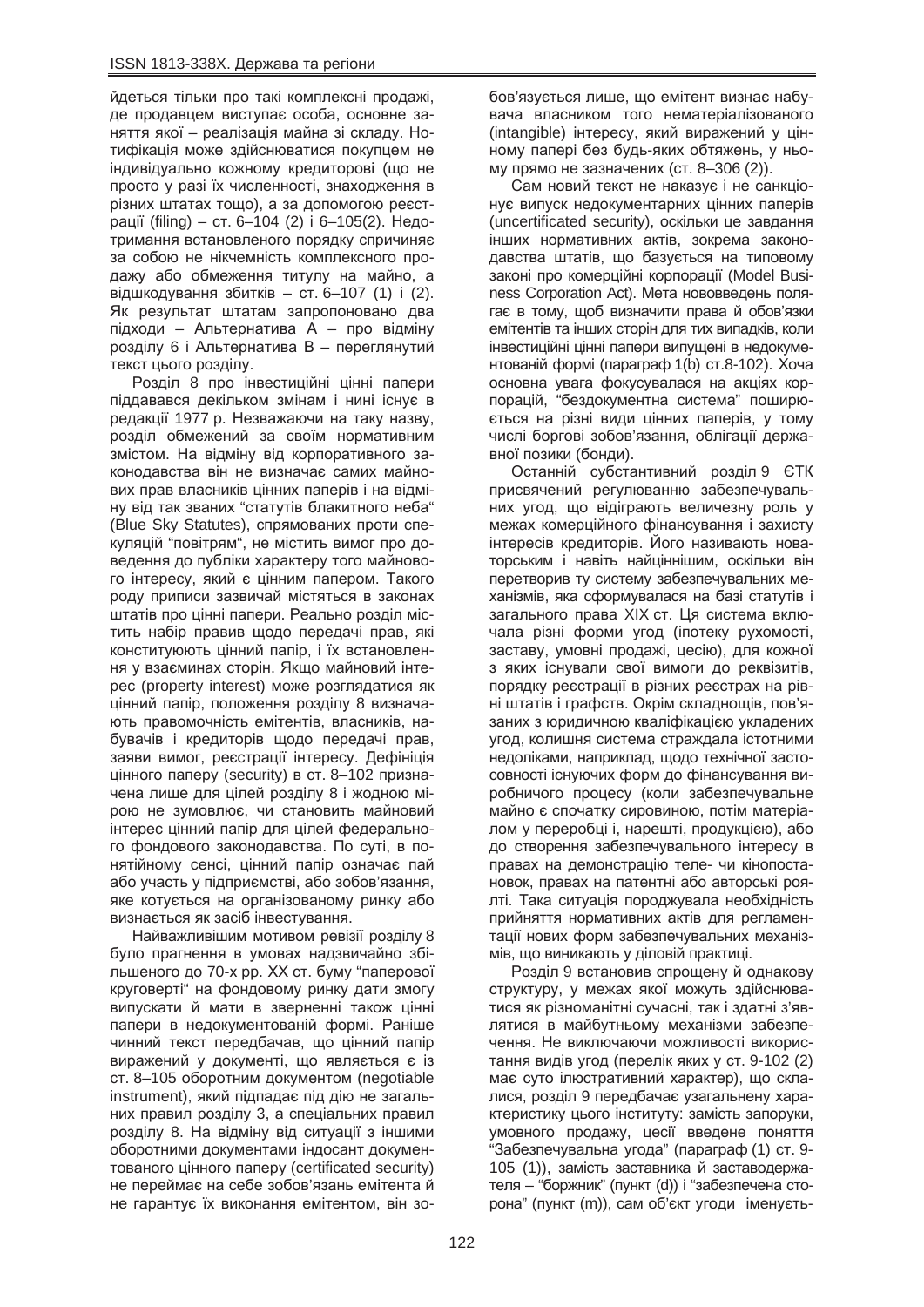йдеться тільки про такі комплексні продажі, де продавцем виступає особа, основне заняття якої – реалізація майна зі складу. Нотифікація може здійснюватися покупцем не індивідуально кожному кредиторові (що не просто у разі їх численності, знаходження в різних штатах тощо), а за допомогою реєстрації (filing) – ст. 6–104 (2) і 6–105(2). Недотримання встановленого порядку спричиняє за собою не нікчемність комплексного продажу або обмеження титулу на майно, а відшкодування збитків – ст. 6–107 (1) і (2). Як результат штатам запропоновано два підходи – Альтернатива А – про відміну розділу 6 і Альтернатива В – переглянутий текст цього розділу.

Розділ 8 про інвестиційні цінні папери піддавався декільком змінам і нині існує в редакції 1977 р. Незважаючи на таку назву, розділ обмежений за своїм нормативним змістом. На відміну від корпоративного законодавства він не визначає самих майнових прав власників цінних паперів і на відміну від так званих "статутів блакитного неба" (Blue Sky Statutes), спрямованих проти спекуляцій "повітрям", не містить вимог про доведення до публіки характеру того майнового інтересу, який є цінним папером. Такого роду приписи зазвичай містяться в законах штатів про цінні папери. Реально розділ містить набір правив щодо передачі прав, які конституюють цінний папір, і їх встановлення у взаєминах сторін. Якщо майновий інтерес (property interest) може розглядатися як цінний папір, положення розділу 8 визначають правомочність емітентів, власників, набувачів і кредиторів щодо передачі прав, заяви вимог, реєстрації інтересу. Дефініція цінного паперу (security) в ст. 8–102 призначена лише для цілей розділу 8 і жодною мірою не зумовлює, чи становить майновий інтерес цінний папір для цілей федерального фондового законодавства. По суті, в понятійному сенсі, цінний папір означає пай або участь у підприємстві, або зобов'язання, яке котується на організованому ринку або визнається як засіб інвестування.

Найважливішим мотивом ревізії розділу 8 було прагнення в умовах надзвичайно збільшеного до 70-х рр. ХХ ст. буму "паперової круговерті" на фондовому ринку дати змогу випускати й мати в звернені також цінні папери в недокументованій формі. Раніше чинний текст передбачав, що цінний папір виражений у документі, що являється є із ст. 8–105 оборотним документом (negotiable instrument), який підпадає під дію не загальних правил розділу 3, а спеціальних правил розділу 8. На відміну від ситуації з іншими оборотними документами індосант документованого цінного паперу (certificated security) не переймає на себе зобов'язань емітента й не гарантує їх виконання емітентом, він зобов'язується лише, що емітент визнає набувача власником того нематеріалізованого (intangible) інтересу, який виражений у цінному папері без будь-яких обтяжень, у ньому прямо не зазначених (ст. 8–306 (2)).

Сам новий текст не наказує і не санкціонує випуск недокументарних цінних паперів (uncertificated security), оскільки це завдання інших нормативних актів, зокрема законодавства штатів, що базується на типовому законі про комерційні корпорації (Model Business Corporation Act). Мета нововведень полягає в тому, щоб визначити права й обов'язки емітентів та інших сторін для тих випадків, коли інвестиційні цінні папери випущені в недокументованій формі (параграф 1(b) ст.8-102). Хоча основна увага фокусувалася на акціях корпорацій, "бездокументна система" поширюється на різні види цінних паперів, у тому числі боргові зобов'язання, облігації державної позики (бонди).

Останній субстантивний розділ 9 ЄТК присвячений регулюванню забезпечувальних угод, що відіграють величезну роль у межах комерційного фінансування і захисту інтересів кредиторів. Його називають новаторським і навіть найціннішим, оскільки він перетворив ту систему забезпечувальних механізмів, яка сформувалася на базі статутів і загального права XIX ст. Ця система включала різні форми угод (іпотеку рухомості, заставу, умовні продажі, цесію), для кожної з яких існували свої вимоги до реквізитів, порядку реєстрації в різних реєстрах на рівні штатів і графств. Окрім складнощів, пов'язаних з юридичною кваліфікацією укладених угод, колишня система страждала істотними недоліками, наприклад, щодо технічної застосовності існуючих форм до фінансування виробничого процесу (коли забезпечувальне майно є спочатку сировиною, потім матеріалом у переробці і, нарешті, продукцією), або до створення забезпечувального інтересу в правах на демонстрацію теле- чи кінопостановок, правах на патентні або авторські роялті. Така ситуація породжувала необхідність прийняття нормативних актів для регламентації нових форм забезпечувальних механізмів, що виникають у діловій практиці.

Розділ 9 встановив спрощену й однакову структуру, у межах якої можуть здійснюватися як різноманітні сучасні, так і здатні з'являтися в майбутньому механізми забезпечення. Не виключаючи можливості використання видів угод (перелік яких у ст. 9-102 (2) має суто ілюстративний характер), що склалися, розділ 9 передбачає узагальнену характеристику цього інституту: замість запоруки, умовного продажу, цесії введене поняття "Забезпечувальна угода" (параграф (1) ст. 9-105 (1)), замість заставника й заставодержателя – "боржник" (пункт (d)) і "забезпечена сторона" (пункт (m)), сам об'єкт угоди іменуєть-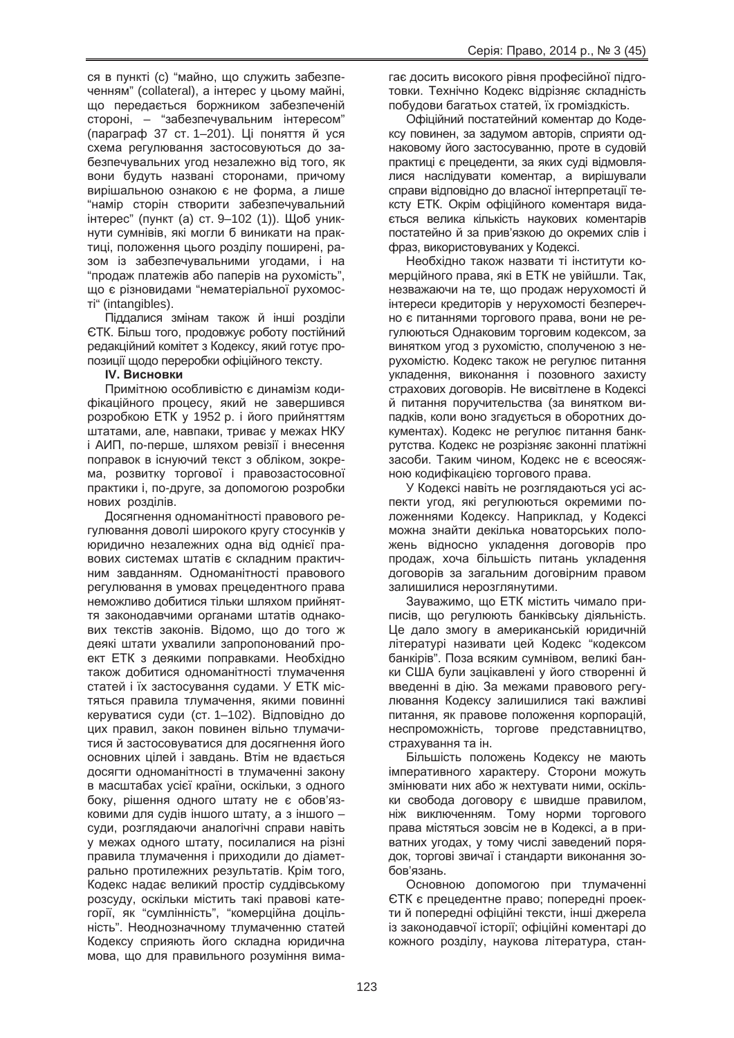ся в пункті (с) “майно, що служить забезпеченням” (collateral), а інтерес у цьому майні, що передається боржником забезпеченій стороні, – “забезпечувальним інтересом” (параграф 37 ст. 1–201). Ці поняття й уся схема регулювання застосовуються до забезпечувальних угод незалежно від того, як вони будуть названі сторонами, причому вирішальною ознакою є не форма, а лише “намір сторін створити забезпечувальний інтерес” (пункт (а) ст. 9–102 (1)). Щоб уникнути сумнівів, які могли б виникати на практиці, положення цього розділу поширені, разом із забезпечувальними угодами, і на “продаж платежів або паперів на рухомість”, що є різновидами “нематеріальної рухомості“ (intangibles).

Піддалися змінам також й інші розділи ЄТК. Більш того, продовжує роботу постійний редакційний комітет з Кодексу, який готує пропозиції щодо переробки офіційного тексту.

**IV. Висновки**

Примітною особливістю є динамізм кодифікаційного процесу, який не завершився розробкою ЕТК у 1952 р. і його прийняттям штатами, але, навпаки, триває у межах НКУ і АИП, по-перше, шляхом ревізії і внесення поправок в існуючий текст з обліком, зокрема, розвитку торгової і правозастосовної практики і, по-друге, за допомогою розробки нових розділів.

Досягнення одноманітності правового регулювання доволі широкого кругу стосунків у юридично незалежних одна від однієї правових системах штатів є складним практичним завданням. Одноманітності правового регулювання в умовах прецедентного права неможливо добитися тільки шляхом прийняття законодавчими органами штатів однакових текстів законів. Відомо, що до того ж деякі штати ухвалили запропонований проект ЕТК з деякими поправками. Необхідно також добитися одноманітності тлумачення статей і їх застосування судами. У ЕТК містяться правила тлумачення, якими повинні керуватися суди (ст. 1–102). Відповідно до цих правил, закон повинен вільно тлумачитися й застосовуватися для досягнення його основних цілей і завдань. Втім не вдається досягти одноманітності в тлумаченні закону в масштабах усієї країни, оскільки, з одного боку, рішення одного штату не є обов’язковими для судів іншого штату, а з іншого – суди, розглядаючи аналогічні справи навіть у межах одного штату, посилалися на різні правила тлумачення і приходили до діаметрально протилежних результатів. Крім того, Кодекс надає великий простір суддівському розсуду, оскільки містить такі правові категорії, як “сумлінність”, “комерційна доцільність”. Неоднозначному тлумаченню статей Кодексу сприяють його складна юридична мова, що для правильного розуміння вимагає досить високого рівня професійної підготовки. Технічно Кодекс відрізняє складність побудови багатьох статей, їх громіздкість.

Офіційний постатейний коментар до Кодексу повинен, за задумом авторів, сприяти однаковому його застосуванню, проте в судовій практиці є прецеденти, за яких суді відмовлялися наслідувати коментар, а вирішували справи відповідно до власної інтерпретації тексту ЕТК. Окрім офіційного коментаря видається велика кількість наукових коментарів постатейно й за прив’язкою до окремих слів і фраз, використовуваних у Кодексі.

Необхідно також назвати ті інститути комерційного права, які в ЕТК не увійшли. Так, незважаючи на те, що продаж нерухомості й інтереси кредиторів у нерухомості безперечно є питаннями торгового права, вони не регулюються Однаковим торговим кодексом, за винятком угод з рухомістю, сполученою з нерухомістю. Кодекс також не регулює питання укладення, виконання і позовного захисту страхових договорів. Не висвітлене в Кодексі й питання поручительства (за винятком випадків, коли воно згадується в оборотних документах). Кодекс не регулює питання банкрутства. Кодекс не розрізняє законні платіжні засоби. Таким чином, Кодекс не є всеосяжною кодифікацією торгового права.

У Кодексі навіть не розглядаються усі аспекти угод, які регулюються окремими положеннями Кодексу. Наприклад, у Кодексі можна знайти декілька новаторських положень відносно укладення договорів про продаж, хоча більшість питань укладення договорів за загальним договірним правом залишилися нерозглянутими.

Зауважимо, що ЕТК містить чимало приписів, що регулюють банківську діяльність. Це дало змогу в американській юридичній літературі називати цей Кодекс “кодексом банкірів”. Поза всяким сумнівом, великі банки США були зацікавлені у його створенні й введенні в дію. За межами правового регулювання Кодексу залишилися такі важливі питання, як правове положення корпорацій, неспроможність, торгове представництво, страхування та ін.

Більшість положень Кодексу не мають імперативного характеру. Сторони можуть змінювати них або ж нехтувати ними, оскільки свобода договору є швидше правилом, ніж виключенням. Тому норми торгового права містяться зовсім не в Кодексі, а в приватних угодах, у тому числі заведений порядок, торгові звичаї і стандарти виконання зобов’язань.

Основною допомогою при тлумаченні ЄТК є прецедентне право; попередні проекти й попередні офіційні тексти, інші джерела із законодавчої історії; офіційні коментарі до кожного розділу, наукова література, стан-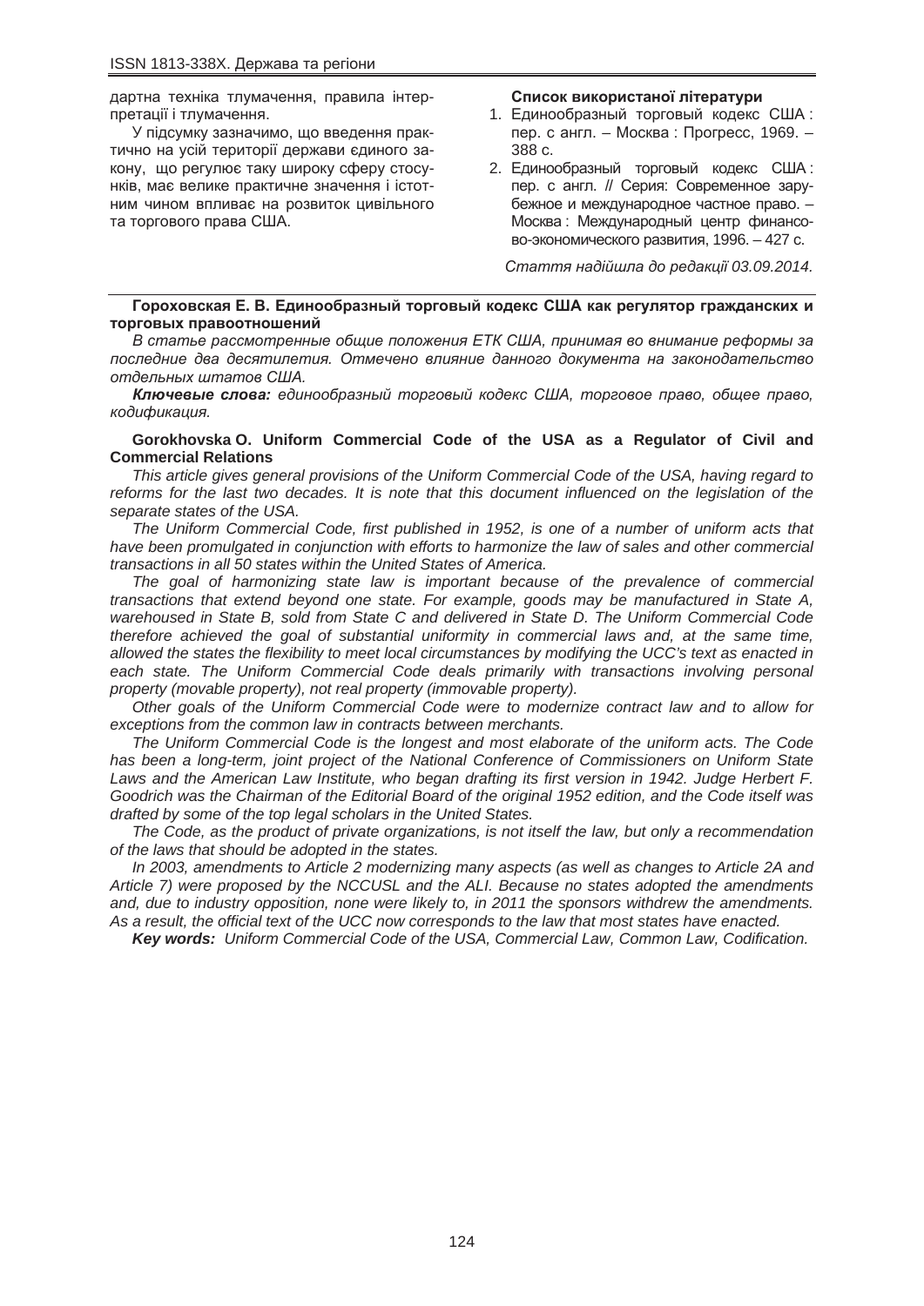дартна техніка тлумачення, правила інтерпретації і тлумачення.

У підсумку зазначимо, що введення практично на усій території держави єдиного закону, що регулює таку широку сферу стосунків, має велике практичне значення і істотним чином впливає на розвиток цивільного та торгового права США.

**Список використаної літератури**

1. Единообразный торговый кодекс США : пер. с англ. – Москва : Прогресс, 1969. – 388 с.
2. Единообразный торговый кодекс США : пер. с англ. // Серия: Современное зарубежное и международное частное право. – Москва : Международный центр финансово-экономического развития, 1996. – 427 с.

*Стаття надійшла до редакції 03.09.2014.*

---

**Гороховская Е. В. Единообразный торговый кодекс США как регулятор гражданских и торговых правоотношений**

*В статье рассмотренные общие положения ЕТК США, принимая во внимание реформы за последние два десятилетия. Отмечено влияние данного документа на законодательство отдельных штатов США.*

***Ключевые слова:*** *единообразный торговый кодекс США, торговое право, общее право, кодификация.*

**Gorokhovska O. Uniform Commercial Code of the USA as a Regulator of Civil and Commercial Relations**

*This article gives general provisions of the Uniform Commercial Code of the USA, having regard to reforms for the last two decades. It is note that this document influenced on the legislation of the separate states of the USA.*

*The Uniform Commercial Code, first published in 1952, is one of a number of uniform acts that have been promulgated in conjunction with efforts to harmonize the law of sales and other commercial transactions in all 50 states within the United States of America.*

*The goal of harmonizing state law is important because of the prevalence of commercial transactions that extend beyond one state. For example, goods may be manufactured in State A, warehoused in State B, sold from State C and delivered in State D. The Uniform Commercial Code therefore achieved the goal of substantial uniformity in commercial laws and, at the same time, allowed the states the flexibility to meet local circumstances by modifying the UCC's text as enacted in each state. The Uniform Commercial Code deals primarily with transactions involving personal property (movable property), not real property (immovable property).*

*Other goals of the Uniform Commercial Code were to modernize contract law and to allow for exceptions from the common law in contracts between merchants.*

*The Uniform Commercial Code is the longest and most elaborate of the uniform acts. The Code has been a long-term, joint project of the National Conference of Commissioners on Uniform State Laws and the American Law Institute, who began drafting its first version in 1942. Judge Herbert F. Goodrich was the Chairman of the Editorial Board of the original 1952 edition, and the Code itself was drafted by some of the top legal scholars in the United States.*

*The Code, as the product of private organizations, is not itself the law, but only a recommendation of the laws that should be adopted in the states.*

*In 2003, amendments to Article 2 modernizing many aspects (as well as changes to Article 2A and Article 7) were proposed by the NCCUSL and the ALI. Because no states adopted the amendments and, due to industry opposition, none were likely to, in 2011 the sponsors withdrew the amendments. As a result, the official text of the UCC now corresponds to the law that most states have enacted.*

***Key words:*** *Uniform Commercial Code of the USA, Commercial Law, Common Law, Codification.*